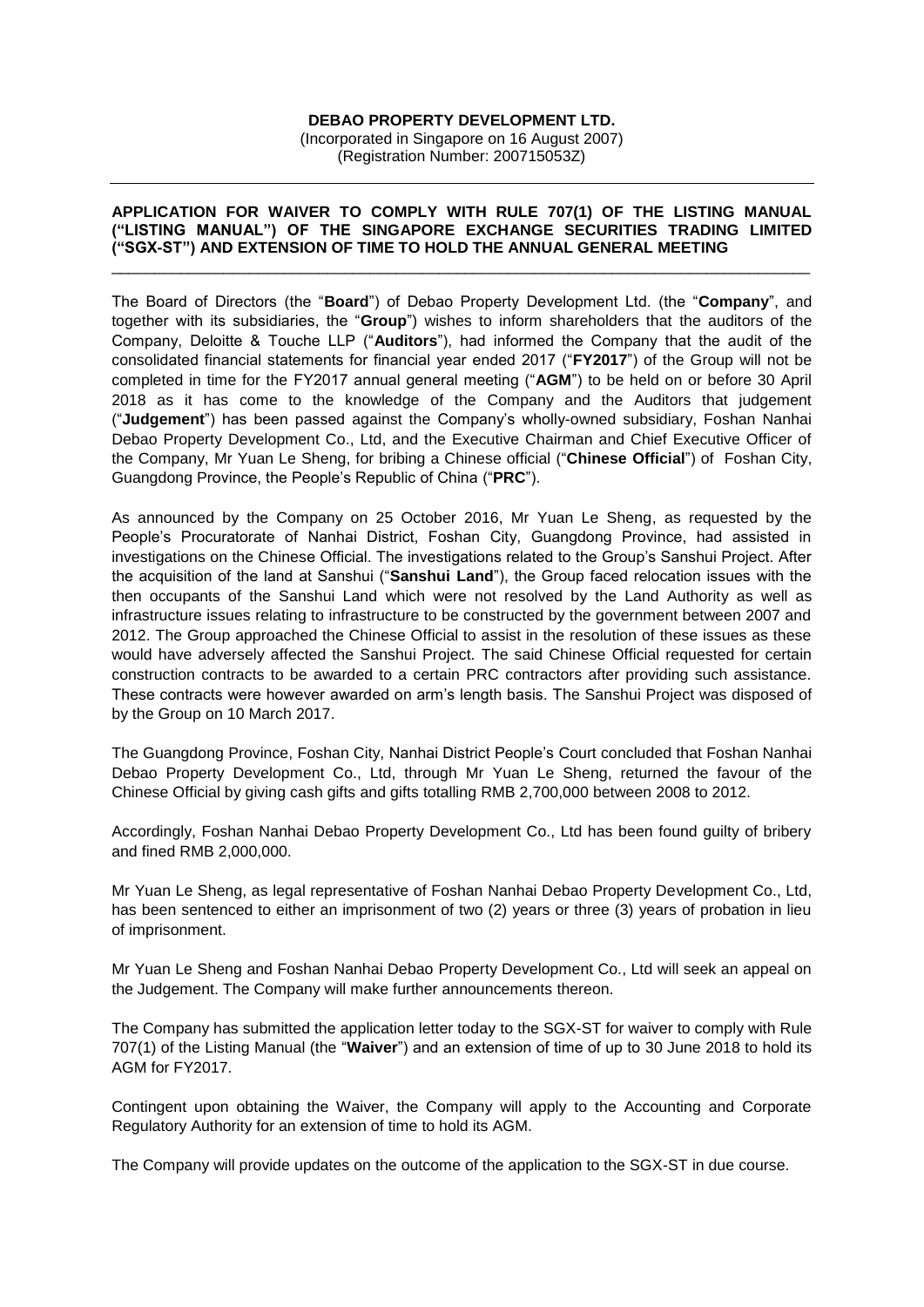**DEBAO PROPERTY DEVELOPMENT LTD.**
(Incorporated in Singapore on 16 August 2007)
(Registration Number: 200715053Z)

---

**APPLICATION FOR WAIVER TO COMPLY WITH RULE 707(1) OF THE LISTING MANUAL ("LISTING MANUAL") OF THE SINGAPORE EXCHANGE SECURITIES TRADING LIMITED ("SGX-ST") AND EXTENSION OF TIME TO HOLD THE ANNUAL GENERAL MEETING**

---

The Board of Directors (the "**Board**") of Debao Property Development Ltd. (the "**Company**", and together with its subsidiaries, the "**Group**") wishes to inform shareholders that the auditors of the Company, Deloitte & Touche LLP ("**Auditors**"), had informed the Company that the audit of the consolidated financial statements for financial year ended 2017 ("**FY2017**") of the Group will not be completed in time for the FY2017 annual general meeting ("**AGM**") to be held on or before 30 April 2018 as it has come to the knowledge of the Company and the Auditors that judgement ("**Judgement**") has been passed against the Company's wholly-owned subsidiary, Foshan Nanhai Debao Property Development Co., Ltd, and the Executive Chairman and Chief Executive Officer of the Company, Mr Yuan Le Sheng, for bribing a Chinese official ("**Chinese Official**") of Foshan City, Guangdong Province, the People's Republic of China ("**PRC**").

As announced by the Company on 25 October 2016, Mr Yuan Le Sheng, as requested by the People's Procuratorate of Nanhai District, Foshan City, Guangdong Province, had assisted in investigations on the Chinese Official. The investigations related to the Group's Sanshui Project. After the acquisition of the land at Sanshui ("**Sanshui Land**"), the Group faced relocation issues with the then occupants of the Sanshui Land which were not resolved by the Land Authority as well as infrastructure issues relating to infrastructure to be constructed by the government between 2007 and 2012. The Group approached the Chinese Official to assist in the resolution of these issues as these would have adversely affected the Sanshui Project. The said Chinese Official requested for certain construction contracts to be awarded to a certain PRC contractors after providing such assistance. These contracts were however awarded on arm's length basis. The Sanshui Project was disposed of by the Group on 10 March 2017.

The Guangdong Province, Foshan City, Nanhai District People's Court concluded that Foshan Nanhai Debao Property Development Co., Ltd, through Mr Yuan Le Sheng, returned the favour of the Chinese Official by giving cash gifts and gifts totalling RMB 2,700,000 between 2008 to 2012.

Accordingly, Foshan Nanhai Debao Property Development Co., Ltd has been found guilty of bribery and fined RMB 2,000,000.

Mr Yuan Le Sheng, as legal representative of Foshan Nanhai Debao Property Development Co., Ltd, has been sentenced to either an imprisonment of two (2) years or three (3) years of probation in lieu of imprisonment.

Mr Yuan Le Sheng and Foshan Nanhai Debao Property Development Co., Ltd will seek an appeal on the Judgement. The Company will make further announcements thereon.

The Company has submitted the application letter today to the SGX-ST for waiver to comply with Rule 707(1) of the Listing Manual (the "**Waiver**") and an extension of time of up to 30 June 2018 to hold its AGM for FY2017.

Contingent upon obtaining the Waiver, the Company will apply to the Accounting and Corporate Regulatory Authority for an extension of time to hold its AGM.

The Company will provide updates on the outcome of the application to the SGX-ST in due course.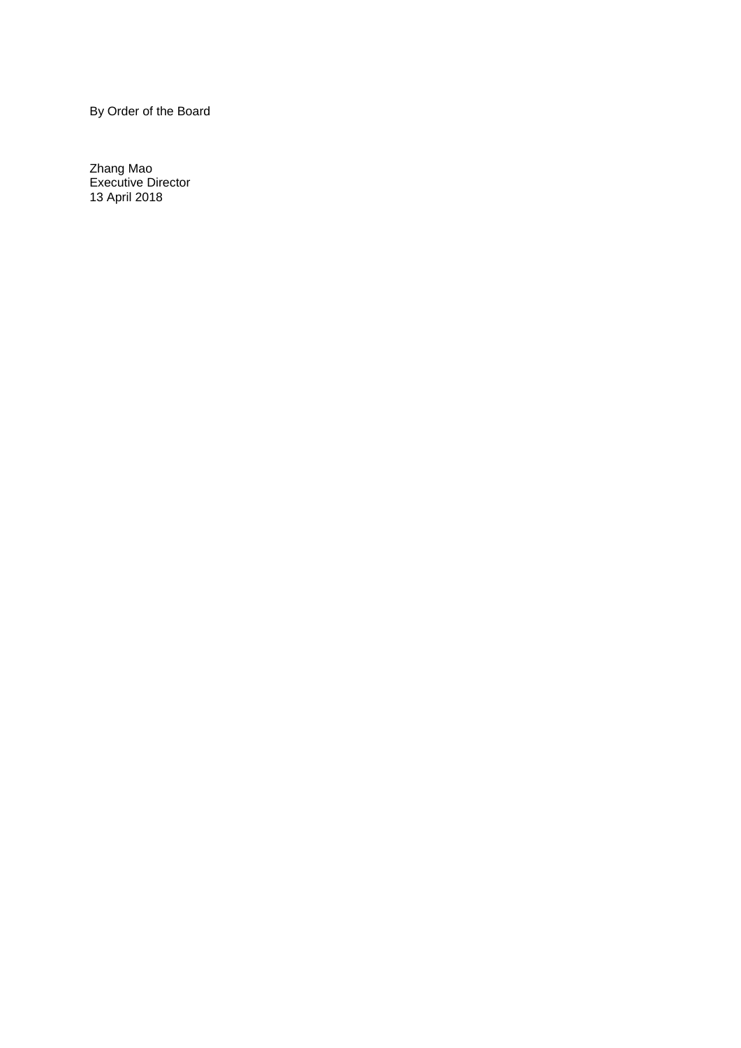By Order of the Board

Zhang Mao
Executive Director
13 April 2018